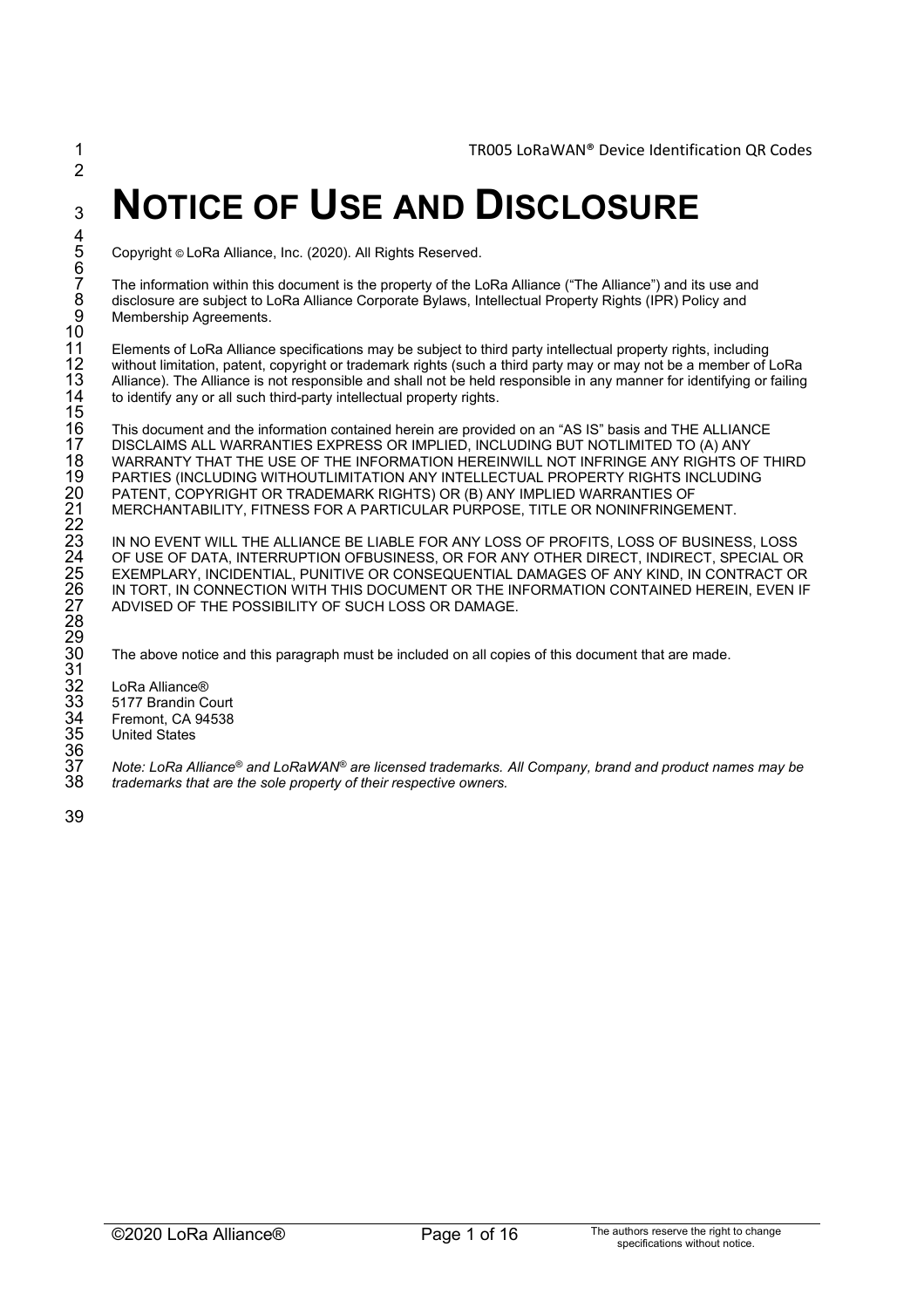# NOTICE OF USE AND DISCLOSURE

Copyright © LoRa Alliance, Inc. (2020). All Rights Reserved.

The information within this document is the property of the LoRa Alliance ("The Alliance") and its use and disclosure are subject to LoRa Alliance Corporate Bylaws, Intellectual Property Rights (IPR) Policy and Membership Agreements.

Elements of LoRa Alliance specifications may be subject to third party intellectual property rights, including without limitation, patent, copyright or trademark rights (such a third party may or may not be a member of LoRa Alliance). The Alliance is not responsible and shall not be held responsible in any manner for identifying or failing to identify any or all such third-party intellectual property rights.

This document and the information contained herein are provided on an "AS IS" basis and THE ALLIANCE DISCLAIMS ALL WARRANTIES EXPRESS OR IMPLIED, INCLUDING BUT NOTLIMITED TO (A) ANY WARRANTY THAT THE USE OF THE INFORMATION HEREINWILL NOT INFRINGE ANY RIGHTS OF THIRD PARTIES (INCLUDING WITHOUTLIMITATION ANY INTELLECTUAL PROPERTY RIGHTS INCLUDING PATENT, COPYRIGHT OR TRADEMARK RIGHTS) OR (B) ANY IMPLIED WARRANTIES OF MERCHANTABILITY, FITNESS FOR A PARTICULAR PURPOSE, TITLE OR NONINFRINGEMENT.

IN NO EVENT WILL THE ALLIANCE BE LIABLE FOR ANY LOSS OF PROFITS, LOSS OF BUSINESS, LOSS OF USE OF DATA, INTERRUPTION OFBUSINESS, OR FOR ANY OTHER DIRECT, INDIRECT, SPECIAL OR EXEMPLARY, INCIDENTIAL, PUNITIVE OR CONSEQUENTIAL DAMAGES OF ANY KIND, IN CONTRACT OR IN TORT, IN CONNECTION WITH THIS DOCUMENT OR THE INFORMATION CONTAINED HEREIN, EVEN IF ADVISED OF THE POSSIBILITY OF SUCH LOSS OR DAMAGE.

The above notice and this paragraph must be included on all copies of this document that are made.

LoRa Alliance®
5177 Brandin Court
Fremont, CA 94538
United States

*Note: LoRa Alliance® and LoRaWAN® are licensed trademarks. All Company, brand and product names may be trademarks that are the sole property of their respective owners.*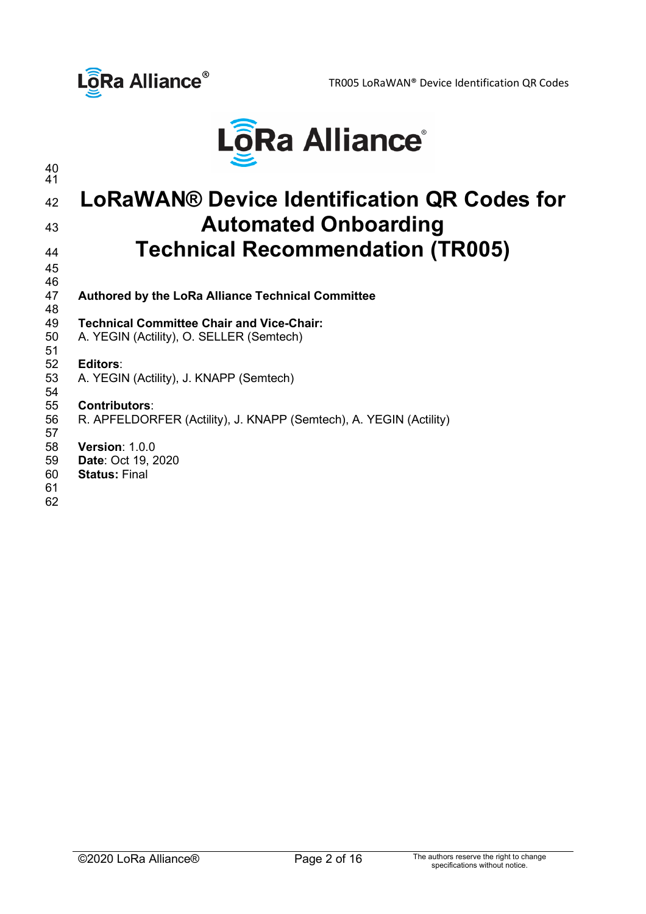# LoRaWAN® Device Identification QR Codes for Automated Onboarding Technical Recommendation (TR005)

**Authored by the LoRa Alliance Technical Committee**

**Technical Committee Chair and Vice-Chair:**
A. YEGIN (Actility), O. SELLER (Semtech)

**Editors**:
A. YEGIN (Actility), J. KNAPP (Semtech)

**Contributors**:
R. APFELDORFER (Actility), J. KNAPP (Semtech), A. YEGIN (Actility)

**Version**: 1.0.0
**Date**: Oct 19, 2020
**Status:** Final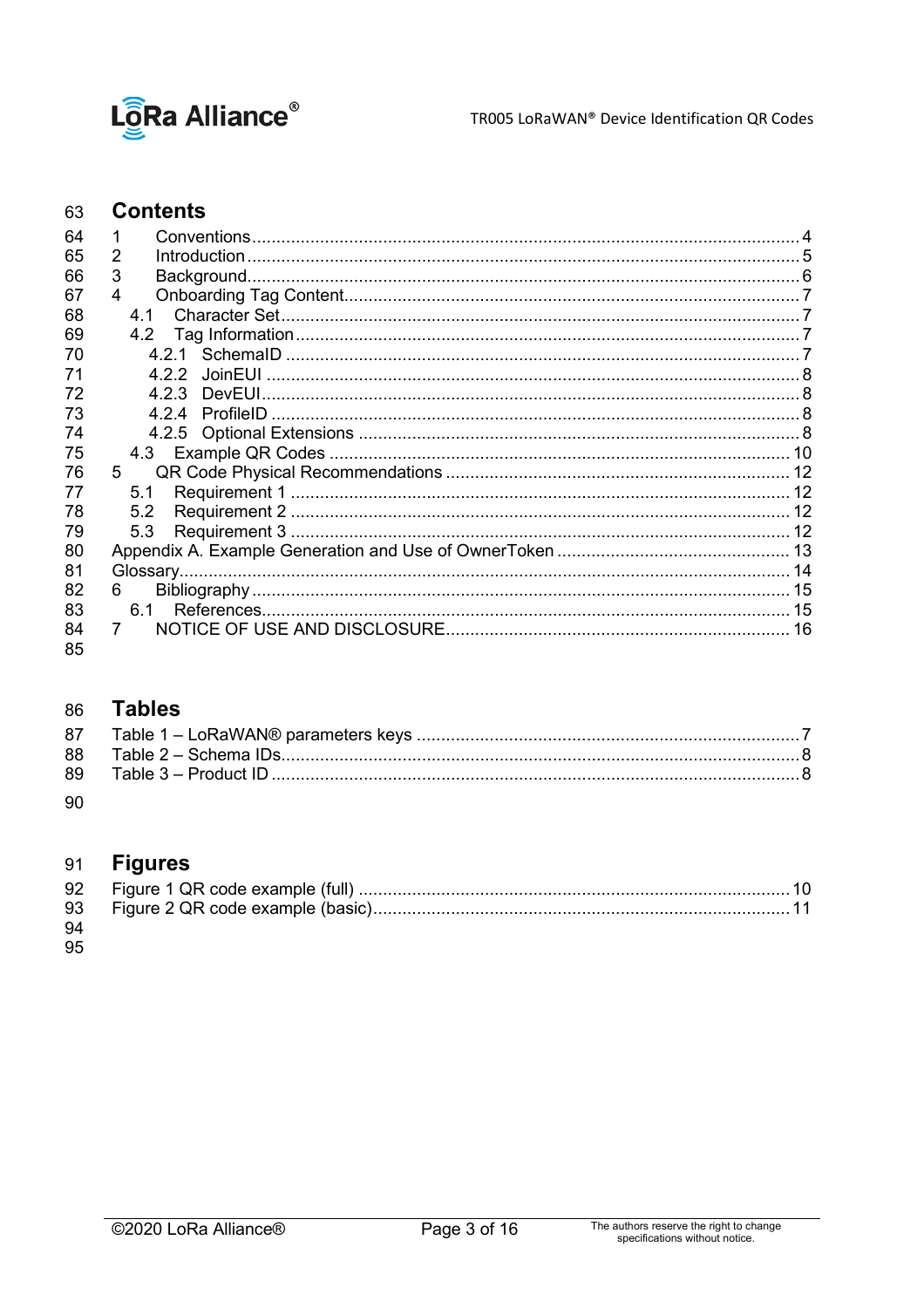## Contents

1 Conventions.................................................................................................... 4
2 Introduction.................................................................................................... 5
3 Background.................................................................................................... 6
4 Onboarding Tag Content.................................................................................... 7
  4.1 Character Set.............................................................................................. 7
  4.2 Tag Information........................................................................................... 7
    4.2.1 SchemaID ............................................................................................. 7
    4.2.2 JoinEUI ................................................................................................. 8
    4.2.3 DevEUI.................................................................................................. 8
    4.2.4 ProfileID ............................................................................................... 8
    4.2.5 Optional Extensions ................................................................................ 8
  4.3 Example QR Codes ...................................................................................... 10
5 QR Code Physical Recommendations ..................................................................... 12
  5.1 Requirement 1 ............................................................................................ 12
  5.2 Requirement 2 ............................................................................................ 12
  5.3 Requirement 3 ............................................................................................ 12
Appendix A. Example Generation and Use of OwnerToken ........................................... 13
Glossary................................................................................................................ 14
6 Bibliography.......................................................................................................... 15
  6.1 References................................................................................................... 15
7 NOTICE OF USE AND DISCLOSURE........................................................................ 16

## Tables

Table 1 – LoRaWAN® parameters keys ........................................................................ 7
Table 2 – Schema IDs................................................................................................ 8
Table 3 – Product ID ................................................................................................. 8

## Figures

Figure 1 QR code example (full) ................................................................................ 10
Figure 2 QR code example (basic).............................................................................. 11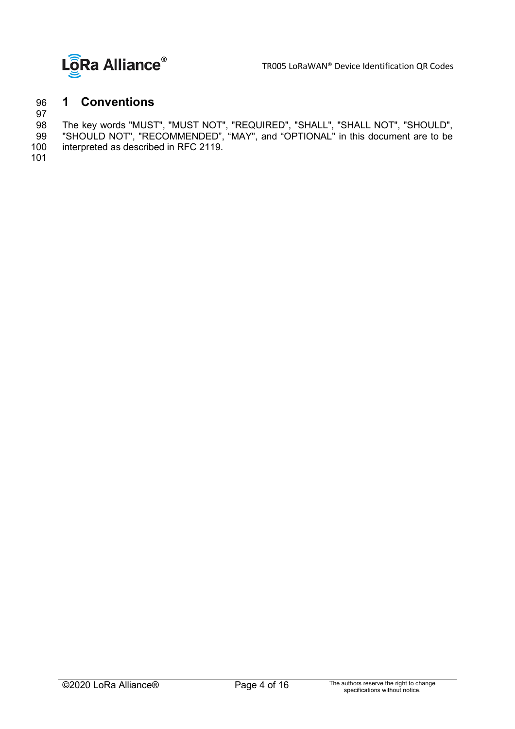# 1 Conventions

The key words "MUST", "MUST NOT", "REQUIRED", "SHALL", "SHALL NOT", "SHOULD", "SHOULD NOT", "RECOMMENDED", “MAY", and “OPTIONAL" in this document are to be interpreted as described in RFC 2119.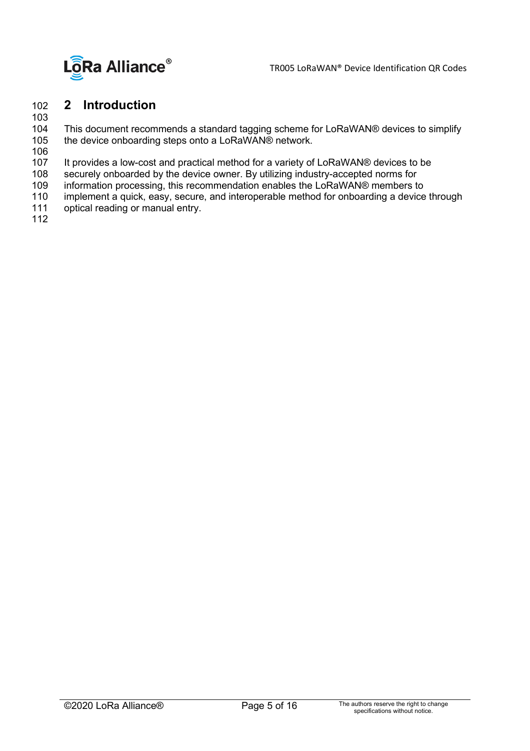# 2 Introduction

This document recommends a standard tagging scheme for LoRaWAN® devices to simplify the device onboarding steps onto a LoRaWAN® network.

It provides a low-cost and practical method for a variety of LoRaWAN® devices to be securely onboarded by the device owner. By utilizing industry-accepted norms for information processing, this recommendation enables the LoRaWAN® members to implement a quick, easy, secure, and interoperable method for onboarding a device through optical reading or manual entry.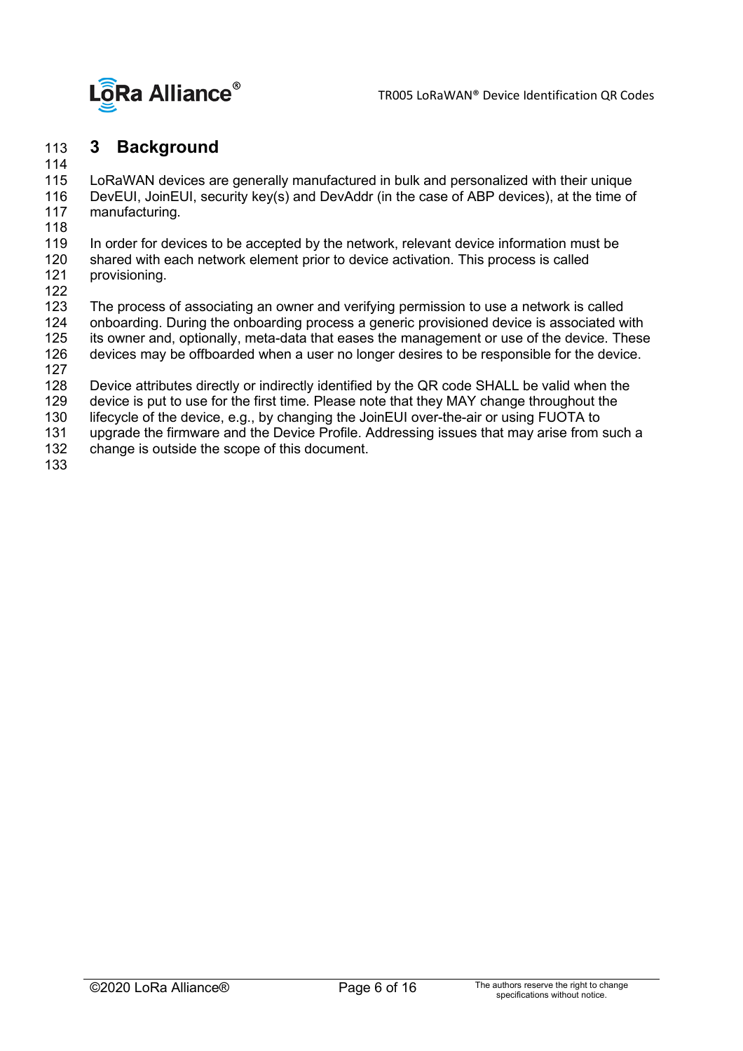# 3 Background

LoRaWAN devices are generally manufactured in bulk and personalized with their unique DevEUI, JoinEUI, security key(s) and DevAddr (in the case of ABP devices), at the time of manufacturing.

In order for devices to be accepted by the network, relevant device information must be shared with each network element prior to device activation. This process is called provisioning.

The process of associating an owner and verifying permission to use a network is called onboarding. During the onboarding process a generic provisioned device is associated with its owner and, optionally, meta-data that eases the management or use of the device. These devices may be offboarded when a user no longer desires to be responsible for the device.

Device attributes directly or indirectly identified by the QR code SHALL be valid when the device is put to use for the first time. Please note that they MAY change throughout the lifecycle of the device, e.g., by changing the JoinEUI over-the-air or using FUOTA to upgrade the firmware and the Device Profile. Addressing issues that may arise from such a change is outside the scope of this document.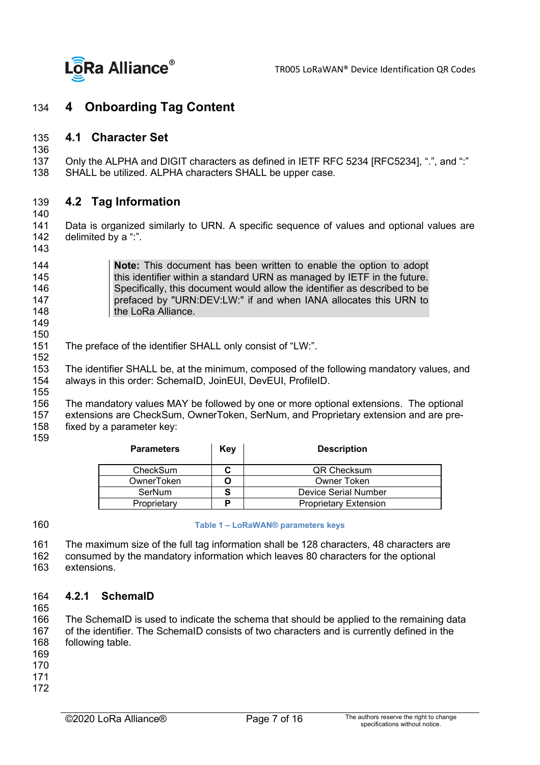# 4 Onboarding Tag Content

## 4.1 Character Set

Only the ALPHA and DIGIT characters as defined in IETF RFC 5234 [RFC5234], “.”, and “:” SHALL be utilized. ALPHA characters SHALL be upper case.

## 4.2 Tag Information

Data is organized similarly to URN. A specific sequence of values and optional values are delimited by a “:”.

> **Note:** This document has been written to enable the option to adopt this identifier within a standard URN as managed by IETF in the future. Specifically, this document would allow the identifier as described to be prefaced by "URN:DEV:LW:" if and when IANA allocates this URN to the LoRa Alliance.

The preface of the identifier SHALL only consist of “LW:”.

The identifier SHALL be, at the minimum, composed of the following mandatory values, and always in this order: SchemaID, JoinEUI, DevEUI, ProfileID.

The mandatory values MAY be followed by one or more optional extensions. The optional extensions are CheckSum, OwnerToken, SerNum, and Proprietary extension and are pre-fixed by a parameter key:

| Parameters | Key | Description |
|---|---|---|
| CheckSum | C | QR Checksum |
| OwnerToken | O | Owner Token |
| SerNum | S | Device Serial Number |
| Proprietary | P | Proprietary Extension |

Table 1 – LoRaWAN® parameters keys

The maximum size of the full tag information shall be 128 characters, 48 characters are consumed by the mandatory information which leaves 80 characters for the optional extensions.

### 4.2.1 SchemaID

The SchemaID is used to indicate the schema that should be applied to the remaining data of the identifier. The SchemaID consists of two characters and is currently defined in the following table.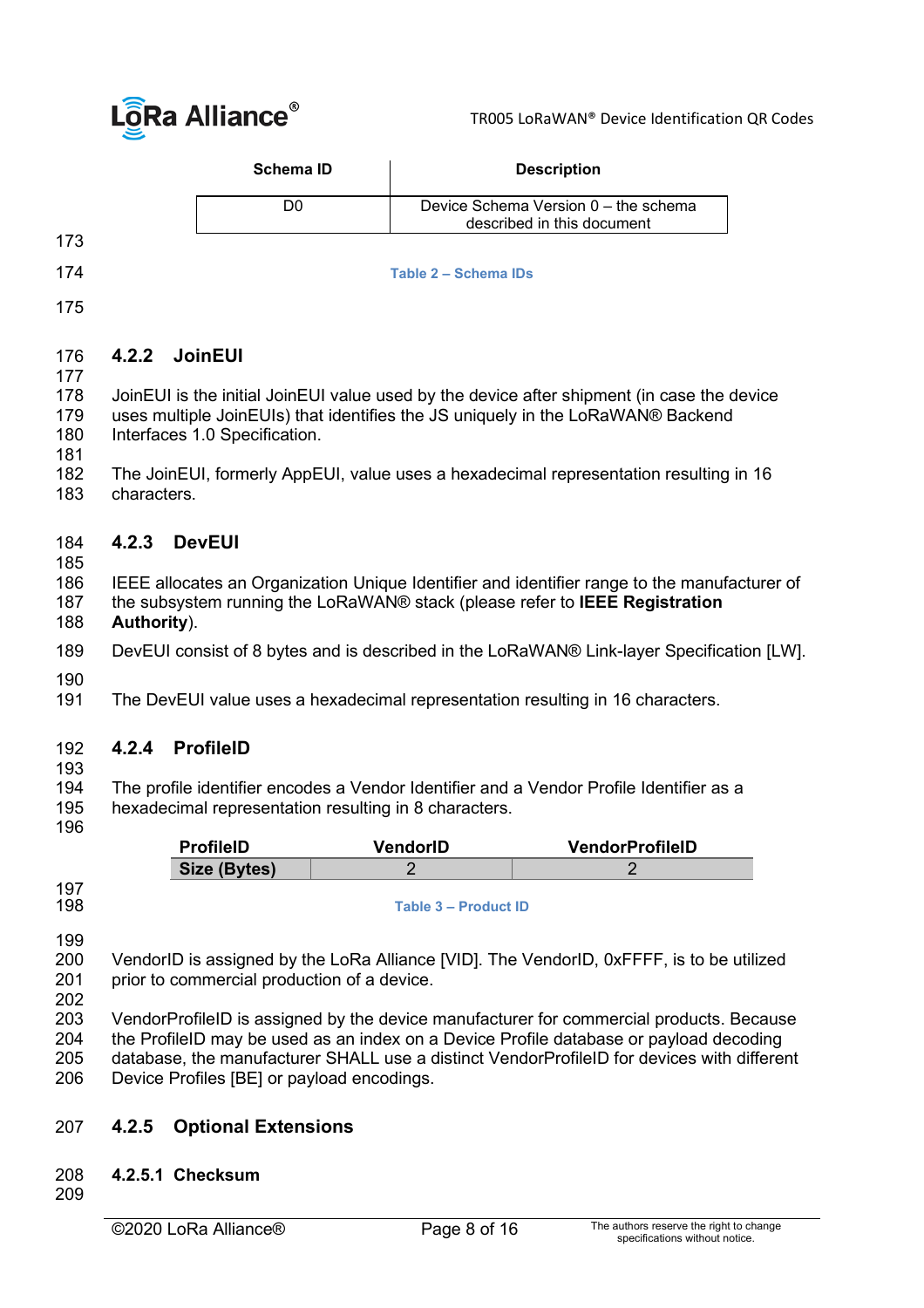| Schema ID | Description |
|---|---|
| D0 | Device Schema Version 0 – the schema described in this document |

Table 2 – Schema IDs

### 4.2.2 JoinEUI

JoinEUI is the initial JoinEUI value used by the device after shipment (in case the device uses multiple JoinEUIs) that identifies the JS uniquely in the LoRaWAN® Backend Interfaces 1.0 Specification.

The JoinEUI, formerly AppEUI, value uses a hexadecimal representation resulting in 16 characters.

### 4.2.3 DevEUI

IEEE allocates an Organization Unique Identifier and identifier range to the manufacturer of the subsystem running the LoRaWAN® stack (please refer to **IEEE Registration Authority**).

DevEUI consist of 8 bytes and is described in the LoRaWAN® Link-layer Specification [LW].

The DevEUI value uses a hexadecimal representation resulting in 16 characters.

### 4.2.4 ProfileID

The profile identifier encodes a Vendor Identifier and a Vendor Profile Identifier as a hexadecimal representation resulting in 8 characters.

| ProfileID | VendorID | VendorProfileID |
|---|---|---|
| **Size (Bytes)** | 2 | 2 |

Table 3 – Product ID

VendorID is assigned by the LoRa Alliance [VID]. The VendorID, 0xFFFF, is to be utilized prior to commercial production of a device.

VendorProfileID is assigned by the device manufacturer for commercial products. Because the ProfileID may be used as an index on a Device Profile database or payload decoding database, the manufacturer SHALL use a distinct VendorProfileID for devices with different Device Profiles [BE] or payload encodings.

### 4.2.5 Optional Extensions

#### 4.2.5.1 Checksum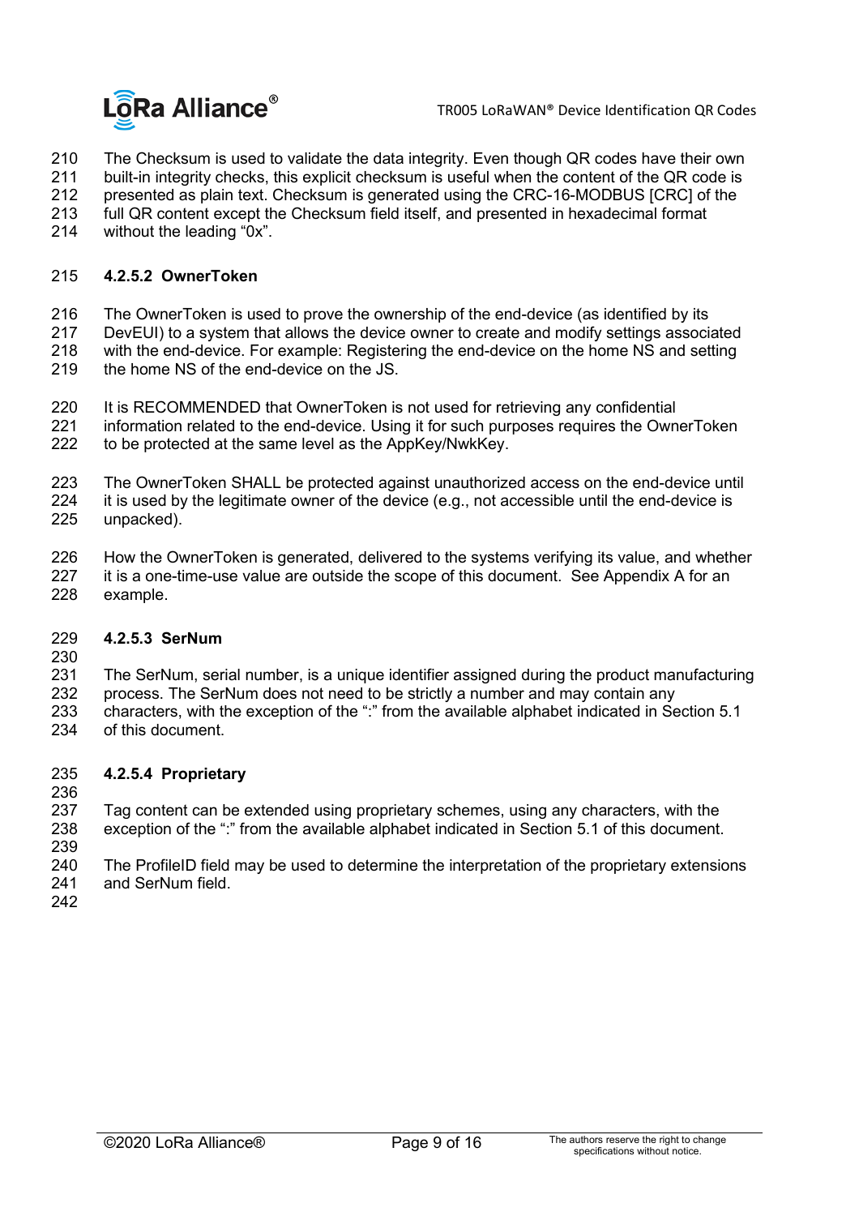The Checksum is used to validate the data integrity. Even though QR codes have their own built-in integrity checks, this explicit checksum is useful when the content of the QR code is presented as plain text. Checksum is generated using the CRC-16-MODBUS [CRC] of the full QR content except the Checksum field itself, and presented in hexadecimal format without the leading “0x”.

#### 4.2.5.2 OwnerToken

The OwnerToken is used to prove the ownership of the end-device (as identified by its DevEUI) to a system that allows the device owner to create and modify settings associated with the end-device. For example: Registering the end-device on the home NS and setting the home NS of the end-device on the JS.

It is RECOMMENDED that OwnerToken is not used for retrieving any confidential information related to the end-device. Using it for such purposes requires the OwnerToken to be protected at the same level as the AppKey/NwkKey.

The OwnerToken SHALL be protected against unauthorized access on the end-device until it is used by the legitimate owner of the device (e.g., not accessible until the end-device is unpacked).

How the OwnerToken is generated, delivered to the systems verifying its value, and whether it is a one-time-use value are outside the scope of this document. See Appendix A for an example.

#### 4.2.5.3 SerNum

The SerNum, serial number, is a unique identifier assigned during the product manufacturing process. The SerNum does not need to be strictly a number and may contain any characters, with the exception of the “:” from the available alphabet indicated in Section 5.1 of this document.

#### 4.2.5.4 Proprietary

Tag content can be extended using proprietary schemes, using any characters, with the exception of the “:” from the available alphabet indicated in Section 5.1 of this document.

The ProfileID field may be used to determine the interpretation of the proprietary extensions and SerNum field.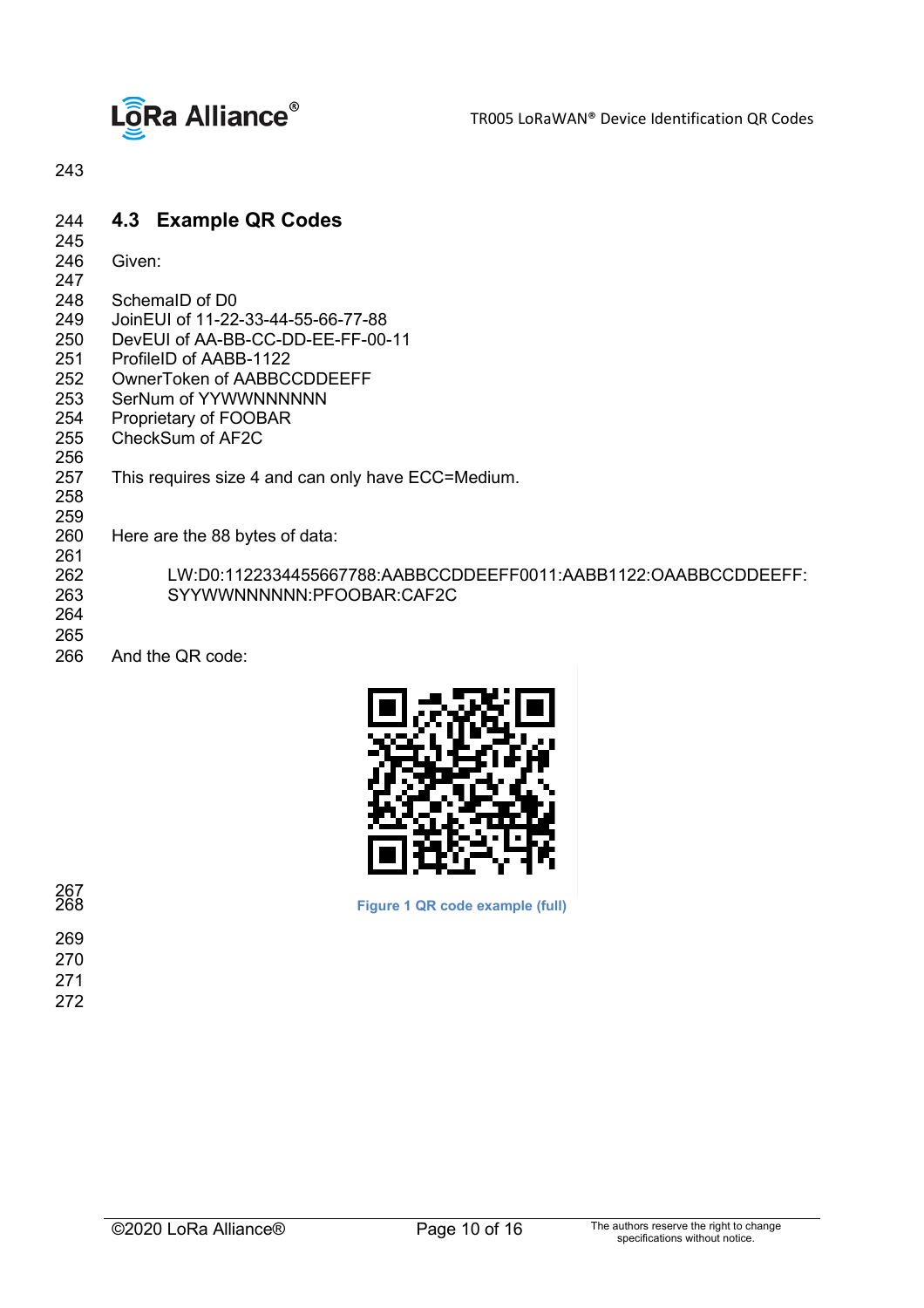## 4.3 Example QR Codes

Given:

SchemaID of D0
JoinEUI of 11-22-33-44-55-66-77-88
DevEUI of AA-BB-CC-DD-EE-FF-00-11
ProfileID of AABB-1122
OwnerToken of AABBCCDDEEFF
SerNum of YYWWNNNNNN
Proprietary of FOOBAR
CheckSum of AF2C

This requires size 4 and can only have ECC=Medium.

Here are the 88 bytes of data:

```
LW:D0:1122334455667788:AABBCCDDEEFF0011:AABB1122:OAABBCCDDEEFF:
SYYWWNNNNNN:PFOOBAR:CAF2C
```

And the QR code:

Figure 1 QR code example (full)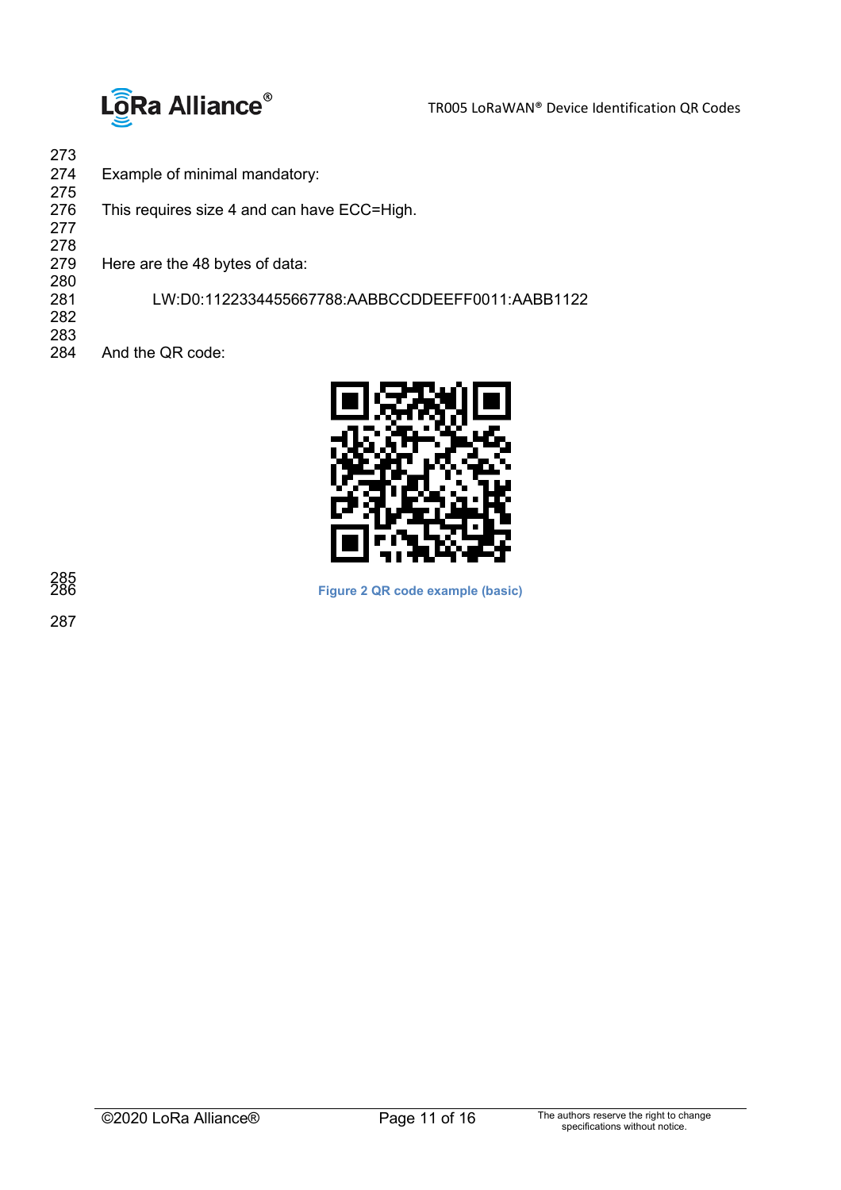Example of minimal mandatory:

This requires size 4 and can have ECC=High.

Here are the 48 bytes of data:

```
LW:D0:1122334455667788:AABBCCDDEEFF0011:AABB1122
```

And the QR code:

**Figure 2 QR code example (basic)**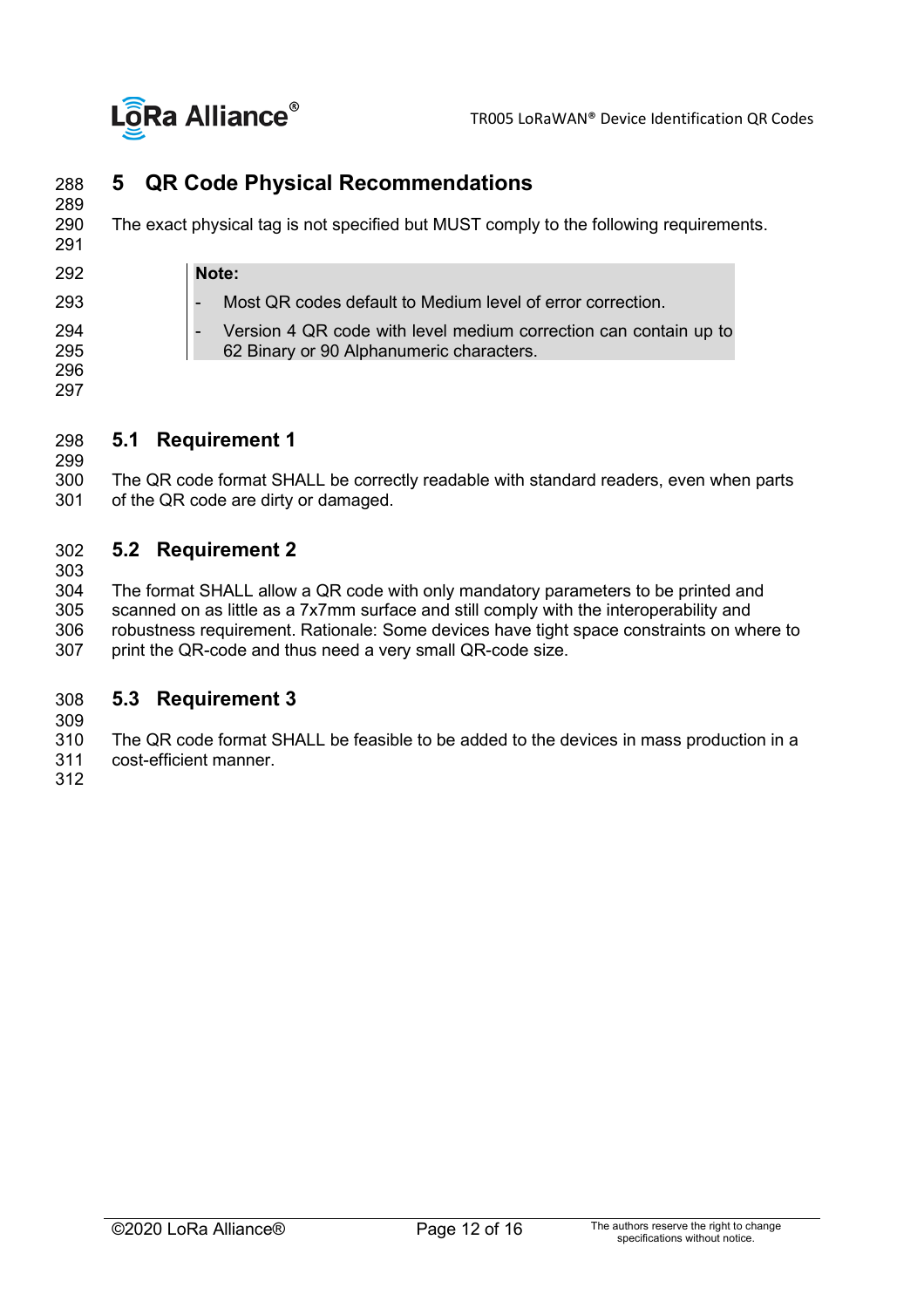# 5 QR Code Physical Recommendations

The exact physical tag is not specified but MUST comply to the following requirements.

> **Note:**
> - Most QR codes default to Medium level of error correction.
> - Version 4 QR code with level medium correction can contain up to 62 Binary or 90 Alphanumeric characters.

## 5.1 Requirement 1

The QR code format SHALL be correctly readable with standard readers, even when parts of the QR code are dirty or damaged.

## 5.2 Requirement 2

The format SHALL allow a QR code with only mandatory parameters to be printed and scanned on as little as a 7x7mm surface and still comply with the interoperability and robustness requirement. Rationale: Some devices have tight space constraints on where to print the QR-code and thus need a very small QR-code size.

## 5.3 Requirement 3

The QR code format SHALL be feasible to be added to the devices in mass production in a cost-efficient manner.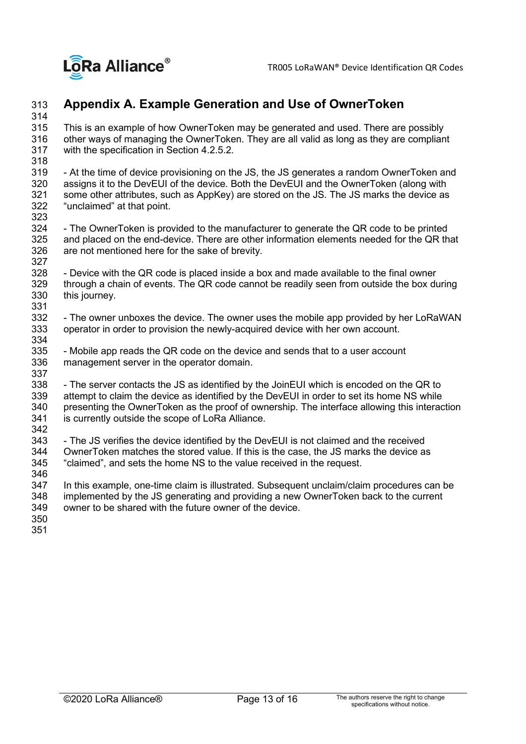# Appendix A. Example Generation and Use of OwnerToken

This is an example of how OwnerToken may be generated and used. There are possibly other ways of managing the OwnerToken. They are all valid as long as they are compliant with the specification in Section 4.2.5.2.

- At the time of device provisioning on the JS, the JS generates a random OwnerToken and assigns it to the DevEUI of the device. Both the DevEUI and the OwnerToken (along with some other attributes, such as AppKey) are stored on the JS. The JS marks the device as "unclaimed" at that point.

- The OwnerToken is provided to the manufacturer to generate the QR code to be printed and placed on the end-device. There are other information elements needed for the QR that are not mentioned here for the sake of brevity.

- Device with the QR code is placed inside a box and made available to the final owner through a chain of events. The QR code cannot be readily seen from outside the box during this journey.

- The owner unboxes the device. The owner uses the mobile app provided by her LoRaWAN operator in order to provision the newly-acquired device with her own account.

- Mobile app reads the QR code on the device and sends that to a user account management server in the operator domain.

- The server contacts the JS as identified by the JoinEUI which is encoded on the QR to attempt to claim the device as identified by the DevEUI in order to set its home NS while presenting the OwnerToken as the proof of ownership. The interface allowing this interaction is currently outside the scope of LoRa Alliance.

- The JS verifies the device identified by the DevEUI is not claimed and the received OwnerToken matches the stored value. If this is the case, the JS marks the device as "claimed", and sets the home NS to the value received in the request.

In this example, one-time claim is illustrated. Subsequent unclaim/claim procedures can be implemented by the JS generating and providing a new OwnerToken back to the current owner to be shared with the future owner of the device.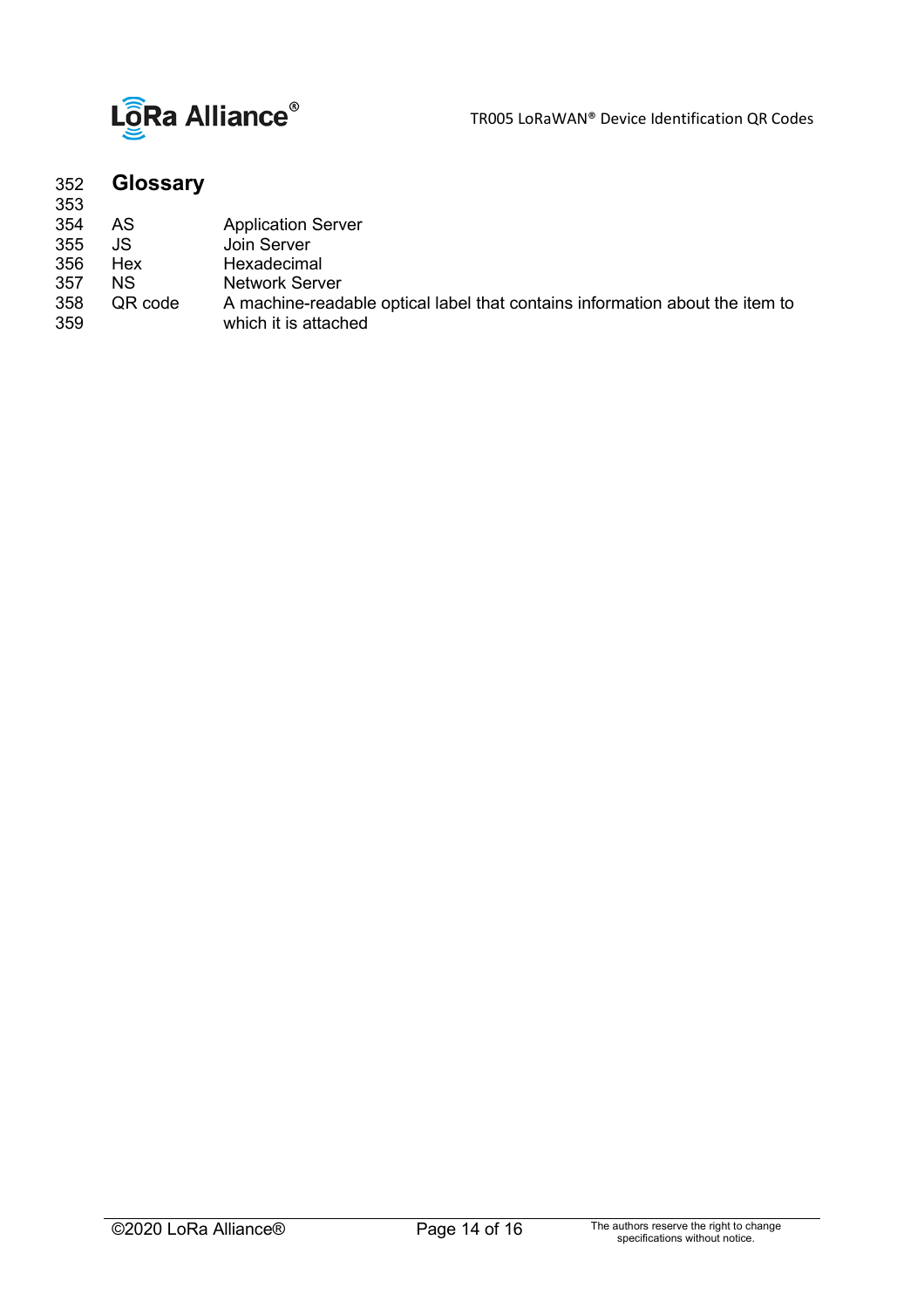# Glossary

| | |
|---|---|
| AS | Application Server |
| JS | Join Server |
| Hex | Hexadecimal |
| NS | Network Server |
| QR code | A machine-readable optical label that contains information about the item to which it is attached |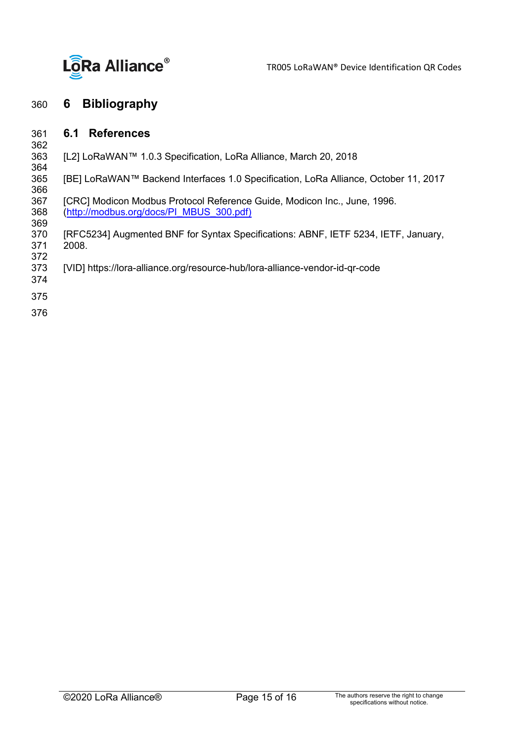# 6 Bibliography

## 6.1 References

[L2] LoRaWAN™ 1.0.3 Specification, LoRa Alliance, March 20, 2018

[BE] LoRaWAN™ Backend Interfaces 1.0 Specification, LoRa Alliance, October 11, 2017

[CRC] Modicon Modbus Protocol Reference Guide, Modicon Inc., June, 1996. (http://modbus.org/docs/PI_MBUS_300.pdf)

[RFC5234] Augmented BNF for Syntax Specifications: ABNF, IETF 5234, IETF, January, 2008.

[VID] https://lora-alliance.org/resource-hub/lora-alliance-vendor-id-qr-code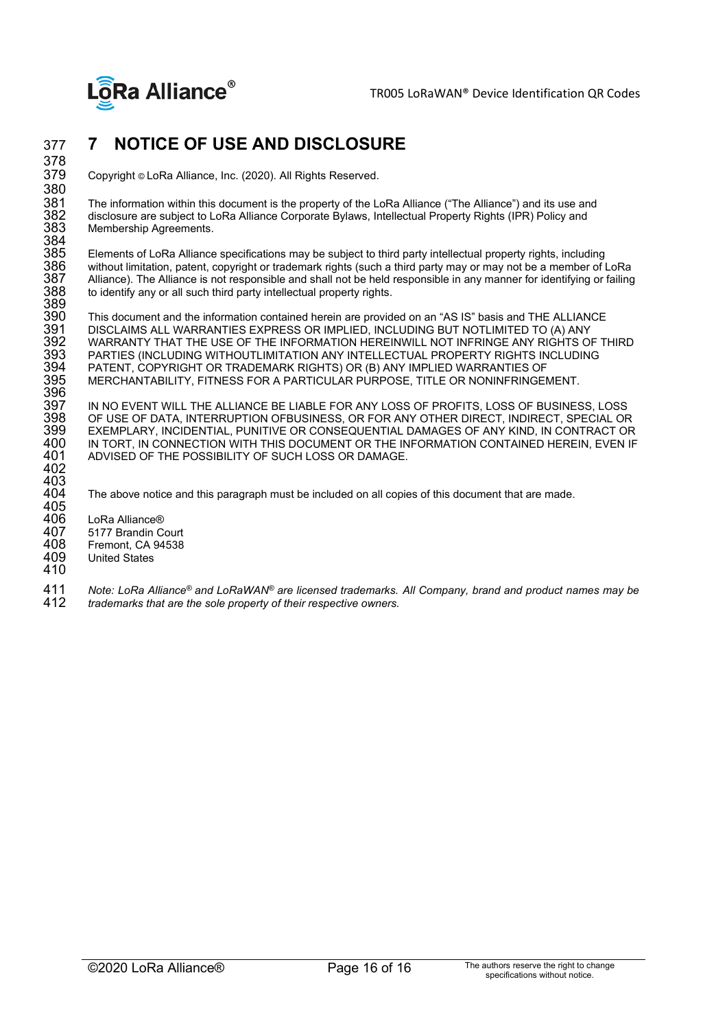# 7 NOTICE OF USE AND DISCLOSURE

Copyright © LoRa Alliance, Inc. (2020). All Rights Reserved.

The information within this document is the property of the LoRa Alliance ("The Alliance") and its use and disclosure are subject to LoRa Alliance Corporate Bylaws, Intellectual Property Rights (IPR) Policy and Membership Agreements.

Elements of LoRa Alliance specifications may be subject to third party intellectual property rights, including without limitation, patent, copyright or trademark rights (such a third party may or may not be a member of LoRa Alliance). The Alliance is not responsible and shall not be held responsible in any manner for identifying or failing to identify any or all such third party intellectual property rights.

This document and the information contained herein are provided on an "AS IS" basis and THE ALLIANCE DISCLAIMS ALL WARRANTIES EXPRESS OR IMPLIED, INCLUDING BUT NOTLIMITED TO (A) ANY WARRANTY THAT THE USE OF THE INFORMATION HEREINWILL NOT INFRINGE ANY RIGHTS OF THIRD PARTIES (INCLUDING WITHOUTLIMITATION ANY INTELLECTUAL PROPERTY RIGHTS INCLUDING PATENT, COPYRIGHT OR TRADEMARK RIGHTS) OR (B) ANY IMPLIED WARRANTIES OF MERCHANTABILITY, FITNESS FOR A PARTICULAR PURPOSE, TITLE OR NONINFRINGEMENT.

IN NO EVENT WILL THE ALLIANCE BE LIABLE FOR ANY LOSS OF PROFITS, LOSS OF BUSINESS, LOSS OF USE OF DATA, INTERRUPTION OFBUSINESS, OR FOR ANY OTHER DIRECT, INDIRECT, SPECIAL OR EXEMPLARY, INCIDENTIAL, PUNITIVE OR CONSEQUENTIAL DAMAGES OF ANY KIND, IN CONTRACT OR IN TORT, IN CONNECTION WITH THIS DOCUMENT OR THE INFORMATION CONTAINED HEREIN, EVEN IF ADVISED OF THE POSSIBILITY OF SUCH LOSS OR DAMAGE.

The above notice and this paragraph must be included on all copies of this document that are made.

LoRa Alliance®
5177 Brandin Court
Fremont, CA 94538
United States

*Note: LoRa Alliance® and LoRaWAN® are licensed trademarks. All Company, brand and product names may be trademarks that are the sole property of their respective owners.*